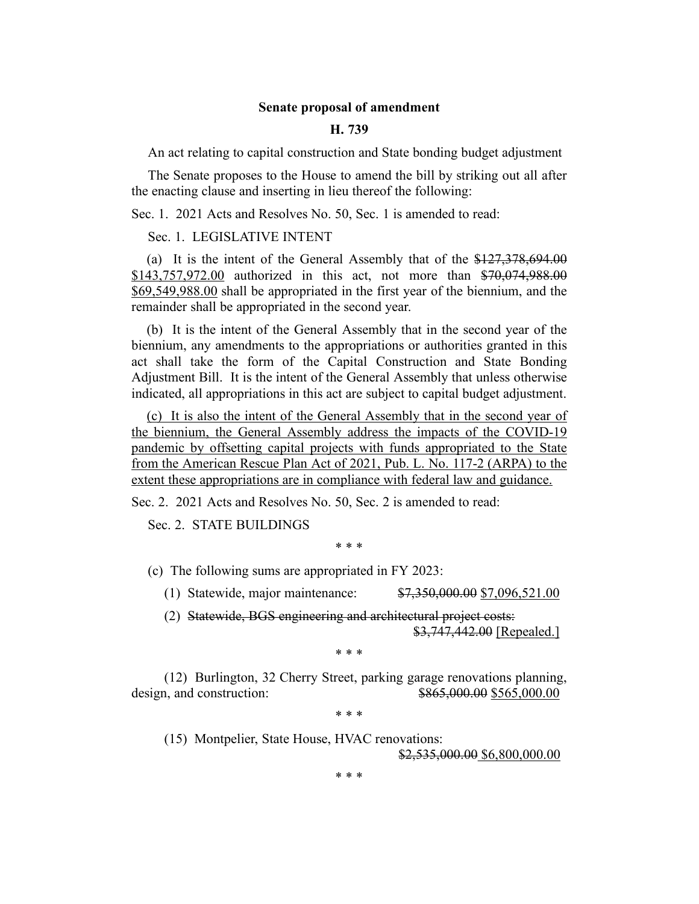**Senate proposal of amendment**

**H. 739**

An act relating to capital construction and State bonding budget adjustment

The Senate proposes to the House to amend the bill by striking out all after the enacting clause and inserting in lieu thereof the following:

Sec. 1. 2021 Acts and Resolves No. 50, Sec. 1 is amended to read:

Sec. 1. LEGISLATIVE INTENT

(a) It is the intent of the General Assembly that of the ~~$127,378,694.00~~ <u>$143,757,972.00</u> authorized in this act, not more than ~~$70,074,988.00~~ <u>$69,549,988.00</u> shall be appropriated in the first year of the biennium, and the remainder shall be appropriated in the second year.

(b) It is the intent of the General Assembly that in the second year of the biennium, any amendments to the appropriations or authorities granted in this act shall take the form of the Capital Construction and State Bonding Adjustment Bill. It is the intent of the General Assembly that unless otherwise indicated, all appropriations in this act are subject to capital budget adjustment.

<u>(c) It is also the intent of the General Assembly that in the second year of the biennium, the General Assembly address the impacts of the COVID-19 pandemic by offsetting capital projects with funds appropriated to the State from the American Rescue Plan Act of 2021, Pub. L. No. 117-2 (ARPA) to the extent these appropriations are in compliance with federal law and guidance.</u>

Sec. 2. 2021 Acts and Resolves No. 50, Sec. 2 is amended to read:

Sec. 2. STATE BUILDINGS

\* \* \*

(c) The following sums are appropriated in FY 2023:

(1) Statewide, major maintenance: ~~$7,350,000.00~~ <u>$7,096,521.00</u>

(2) ~~Statewide, BGS engineering and architectural project costs: $3,747,442.00~~ <u>[Repealed.]</u>

\* \* \*

(12) Burlington, 32 Cherry Street, parking garage renovations planning, design, and construction: ~~$865,000.00~~ <u>$565,000.00</u>

\* \* \*

(15) Montpelier, State House, HVAC renovations: ~~$2,535,000.00~~ <u>$6,800,000.00</u>

\* \* \*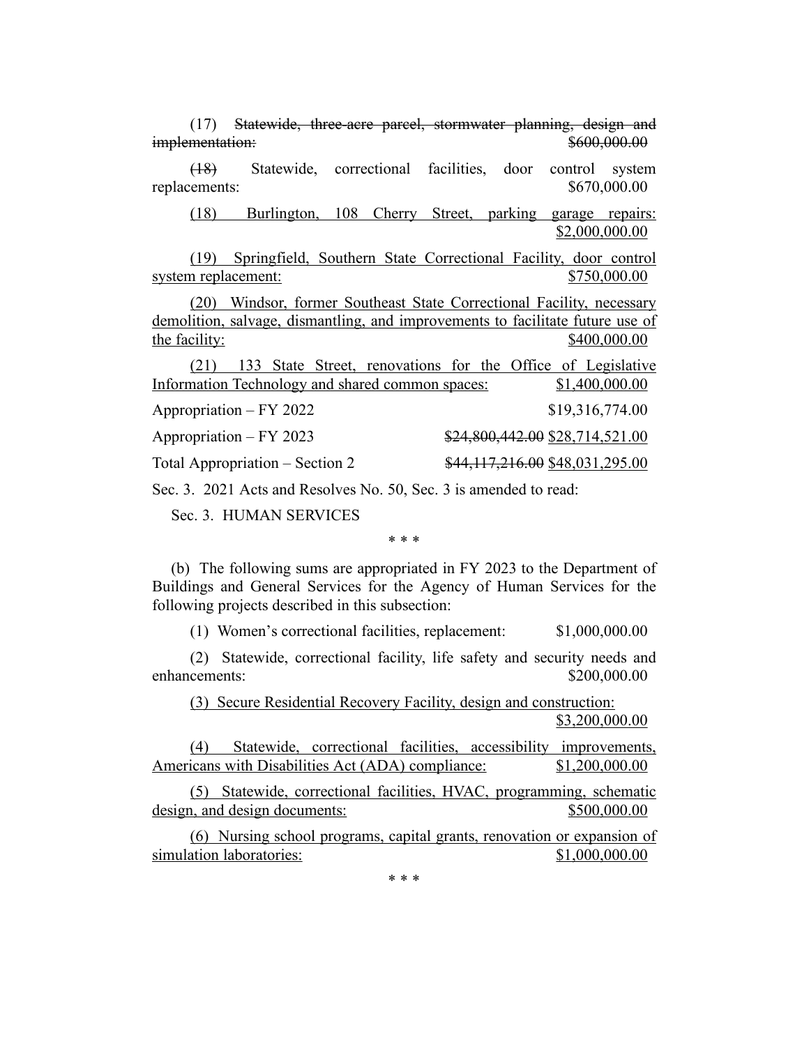(17) ~~Statewide, three-acre parcel, stormwater planning, design and implementation: $600,000.00~~

~~(18)~~ Statewide, correctional facilities, door control system replacements: $670,000.00

<u>(18) Burlington, 108 Cherry Street, parking garage repairs: $2,000,000.00</u>

<u>(19) Springfield, Southern State Correctional Facility, door control system replacement: $750,000.00</u>

<u>(20) Windsor, former Southeast State Correctional Facility, necessary demolition, salvage, dismantling, and improvements to facilitate future use of the facility: $400,000.00</u>

<u>(21) 133 State Street, renovations for the Office of Legislative Information Technology and shared common spaces: $1,400,000.00</u>

Appropriation – FY 2022 $19,316,774.00

Appropriation – FY 2023 ~~$24,800,442.00~~ <u>$28,714,521.00</u>

Total Appropriation – Section 2 ~~$44,117,216.00~~ <u>$48,031,295.00</u>

Sec. 3. 2021 Acts and Resolves No. 50, Sec. 3 is amended to read:

Sec. 3. HUMAN SERVICES

\* \* \*

(b) The following sums are appropriated in FY 2023 to the Department of Buildings and General Services for the Agency of Human Services for the following projects described in this subsection:

(1) Women's correctional facilities, replacement: $1,000,000.00

(2) Statewide, correctional facility, life safety and security needs and enhancements: $200,000.00

<u>(3) Secure Residential Recovery Facility, design and construction: $3,200,000.00</u>

<u>(4) Statewide, correctional facilities, accessibility improvements, Americans with Disabilities Act (ADA) compliance: $1,200,000.00</u>

<u>(5) Statewide, correctional facilities, HVAC, programming, schematic design, and design documents: $500,000.00</u>

<u>(6) Nursing school programs, capital grants, renovation or expansion of simulation laboratories: $1,000,000.00</u>

\* \* \*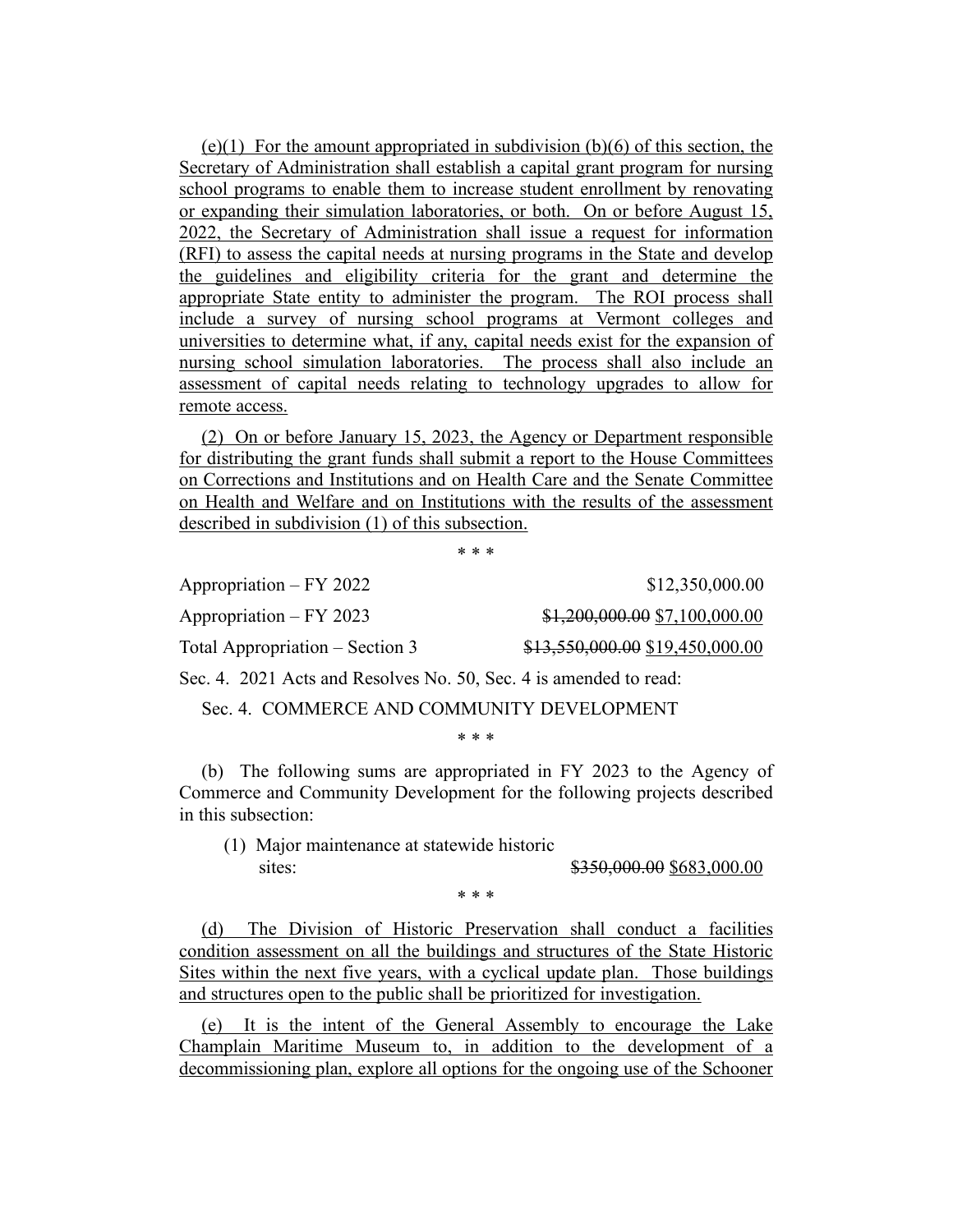(e)(1) For the amount appropriated in subdivision (b)(6) of this section, the Secretary of Administration shall establish a capital grant program for nursing school programs to enable them to increase student enrollment by renovating or expanding their simulation laboratories, or both. On or before August 15, 2022, the Secretary of Administration shall issue a request for information (RFI) to assess the capital needs at nursing programs in the State and develop the guidelines and eligibility criteria for the grant and determine the appropriate State entity to administer the program. The ROI process shall include a survey of nursing school programs at Vermont colleges and universities to determine what, if any, capital needs exist for the expansion of nursing school simulation laboratories. The process shall also include an assessment of capital needs relating to technology upgrades to allow for remote access.

(2) On or before January 15, 2023, the Agency or Department responsible for distributing the grant funds shall submit a report to the House Committees on Corrections and Institutions and on Health Care and the Senate Committee on Health and Welfare and on Institutions with the results of the assessment described in subdivision (1) of this subsection.

\* \* \*

Appropriation – FY 2022 $12,350,000.00

Appropriation – FY 2023 ~~$1,200,000.00~~ $7,100,000.00

Total Appropriation – Section 3 ~~$13,550,000.00~~ $19,450,000.00

Sec. 4. 2021 Acts and Resolves No. 50, Sec. 4 is amended to read:

Sec. 4. COMMERCE AND COMMUNITY DEVELOPMENT

\* \* \*

(b) The following sums are appropriated in FY 2023 to the Agency of Commerce and Community Development for the following projects described in this subsection:

(1) Major maintenance at statewide historic sites: ~~$350,000.00~~ $683,000.00

\* \* \*

(d) The Division of Historic Preservation shall conduct a facilities condition assessment on all the buildings and structures of the State Historic Sites within the next five years, with a cyclical update plan. Those buildings and structures open to the public shall be prioritized for investigation.

(e) It is the intent of the General Assembly to encourage the Lake Champlain Maritime Museum to, in addition to the development of a decommissioning plan, explore all options for the ongoing use of the Schooner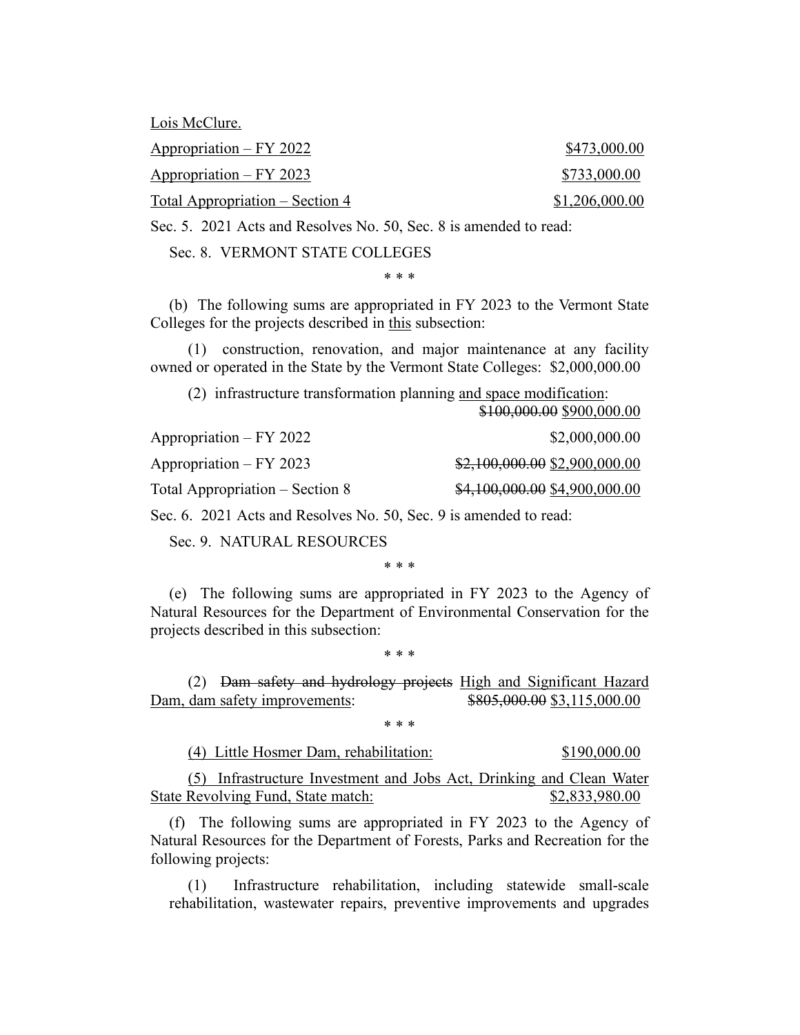<u>Lois McClure.</u>

| | |
|---|---|
| <u>Appropriation – FY 2022</u> | <u>$473,000.00</u> |
| <u>Appropriation – FY 2023</u> | <u>$733,000.00</u> |
| <u>Total Appropriation – Section 4</u> | <u>$1,206,000.00</u> |

Sec. 5. 2021 Acts and Resolves No. 50, Sec. 8 is amended to read:

Sec. 8. VERMONT STATE COLLEGES

\* \* \*

(b) The following sums are appropriated in FY 2023 to the Vermont State Colleges for the projects described in <u>this</u> subsection:

(1) construction, renovation, and major maintenance at any facility owned or operated in the State by the Vermont State Colleges: $2,000,000.00

(2) infrastructure transformation planning <u>and space modification</u>: ~~$100,000.00~~ $900,000.00

| | |
|---|---|
| Appropriation – FY 2022 | $2,000,000.00 |
| Appropriation – FY 2023 | ~~$2,100,000.00~~ $2,900,000.00 |
| Total Appropriation – Section 8 | ~~$4,100,000.00~~ $4,900,000.00 |

Sec. 6. 2021 Acts and Resolves No. 50, Sec. 9 is amended to read:

Sec. 9. NATURAL RESOURCES

\* \* \*

(e) The following sums are appropriated in FY 2023 to the Agency of Natural Resources for the Department of Environmental Conservation for the projects described in this subsection:

\* \* \*

(2) ~~Dam safety and hydrology projects~~ <u>High and Significant Hazard Dam, dam safety improvements</u>: ~~$805,000.00~~ $3,115,000.00

\* \* \*

<u>(4) Little Hosmer Dam, rehabilitation: $190,000.00</u>

<u>(5) Infrastructure Investment and Jobs Act, Drinking and Clean Water State Revolving Fund, State match: $2,833,980.00</u>

(f) The following sums are appropriated in FY 2023 to the Agency of Natural Resources for the Department of Forests, Parks and Recreation for the following projects:

(1) Infrastructure rehabilitation, including statewide small-scale rehabilitation, wastewater repairs, preventive improvements and upgrades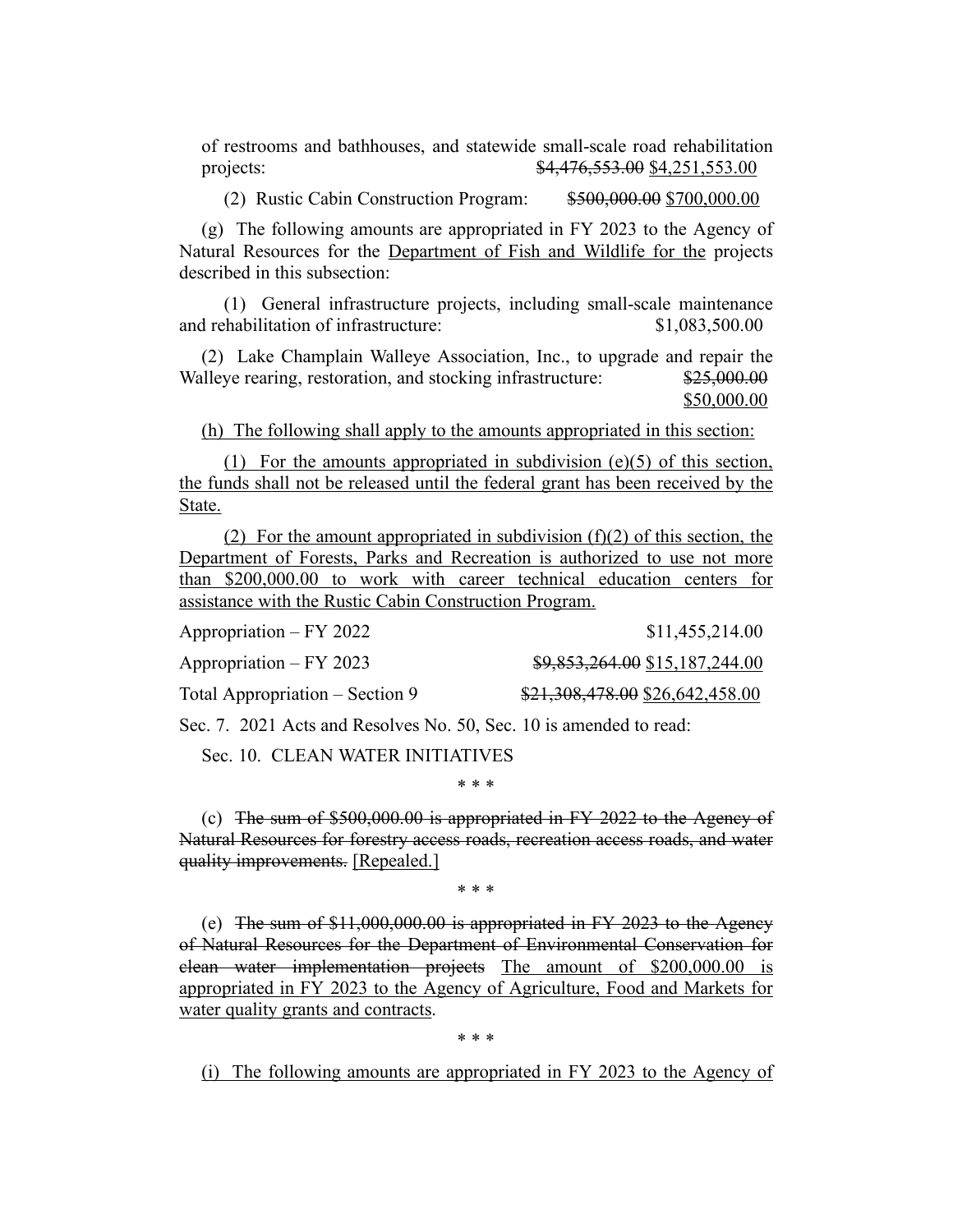of restrooms and bathhouses, and statewide small-scale road rehabilitation projects: ~~$4,476,553.00~~ $4,251,553.00

(2) Rustic Cabin Construction Program: ~~$500,000.00~~ $700,000.00

(g) The following amounts are appropriated in FY 2023 to the Agency of Natural Resources for the Department of Fish and Wildlife for the projects described in this subsection:

(1) General infrastructure projects, including small-scale maintenance and rehabilitation of infrastructure: $1,083,500.00

(2) Lake Champlain Walleye Association, Inc., to upgrade and repair the Walleye rearing, restoration, and stocking infrastructure: ~~$25,000.00~~ $50,000.00

(h) The following shall apply to the amounts appropriated in this section:

(1) For the amounts appropriated in subdivision (e)(5) of this section, the funds shall not be released until the federal grant has been received by the State.

(2) For the amount appropriated in subdivision (f)(2) of this section, the Department of Forests, Parks and Recreation is authorized to use not more than $200,000.00 to work with career technical education centers for assistance with the Rustic Cabin Construction Program.

Appropriation – FY 2022 $11,455,214.00

Appropriation – FY 2023 ~~$9,853,264.00~~ $15,187,244.00

Total Appropriation – Section 9 ~~$21,308,478.00~~ $26,642,458.00

Sec. 7. 2021 Acts and Resolves No. 50, Sec. 10 is amended to read:

Sec. 10. CLEAN WATER INITIATIVES

\* \* \*

(c) ~~The sum of $500,000.00 is appropriated in FY 2022 to the Agency of Natural Resources for forestry access roads, recreation access roads, and water quality improvements.~~ [Repealed.]

\* \* \*

(e) ~~The sum of $11,000,000.00 is appropriated in FY 2023 to the Agency of Natural Resources for the Department of Environmental Conservation for clean water implementation projects~~ The amount of $200,000.00 is appropriated in FY 2023 to the Agency of Agriculture, Food and Markets for water quality grants and contracts.

\* \* \*

(i) The following amounts are appropriated in FY 2023 to the Agency of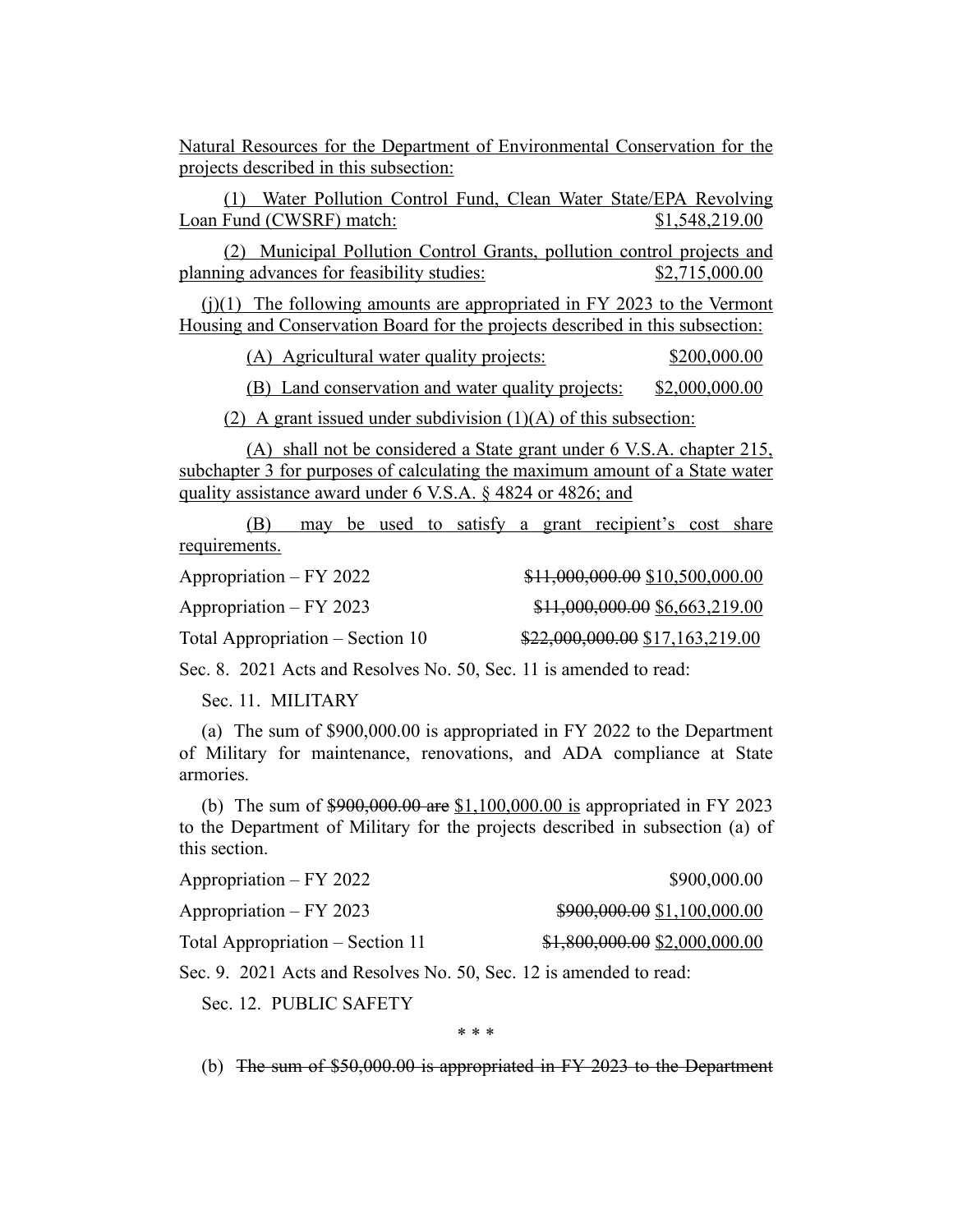Natural Resources for the Department of Environmental Conservation for the projects described in this subsection:

(1) Water Pollution Control Fund, Clean Water State/EPA Revolving Loan Fund (CWSRF) match: $1,548,219.00

(2) Municipal Pollution Control Grants, pollution control projects and planning advances for feasibility studies: $2,715,000.00

(j)(1) The following amounts are appropriated in FY 2023 to the Vermont Housing and Conservation Board for the projects described in this subsection:

(A) Agricultural water quality projects: $200,000.00

(B) Land conservation and water quality projects: $2,000,000.00

(2) A grant issued under subdivision (1)(A) of this subsection:

(A) shall not be considered a State grant under 6 V.S.A. chapter 215, subchapter 3 for purposes of calculating the maximum amount of a State water quality assistance award under 6 V.S.A. § 4824 or 4826; and

(B) may be used to satisfy a grant recipient's cost share requirements.

Appropriation – FY 2022 ~~$11,000,000.00~~ $10,500,000.00

Appropriation – FY 2023 ~~$11,000,000.00~~ $6,663,219.00

Total Appropriation – Section 10 ~~$22,000,000.00~~ $17,163,219.00

Sec. 8. 2021 Acts and Resolves No. 50, Sec. 11 is amended to read:

Sec. 11. MILITARY

(a) The sum of $900,000.00 is appropriated in FY 2022 to the Department of Military for maintenance, renovations, and ADA compliance at State armories.

(b) The sum of ~~$900,000.00 are~~ $1,100,000.00 is appropriated in FY 2023 to the Department of Military for the projects described in subsection (a) of this section.

Appropriation – FY 2022 $900,000.00

Appropriation – FY 2023 ~~$900,000.00~~ $1,100,000.00

Total Appropriation – Section 11 ~~$1,800,000.00~~ $2,000,000.00

Sec. 9. 2021 Acts and Resolves No. 50, Sec. 12 is amended to read:

Sec. 12. PUBLIC SAFETY

\* \* \*

(b) ~~The sum of $50,000.00 is appropriated in FY 2023 to the Department~~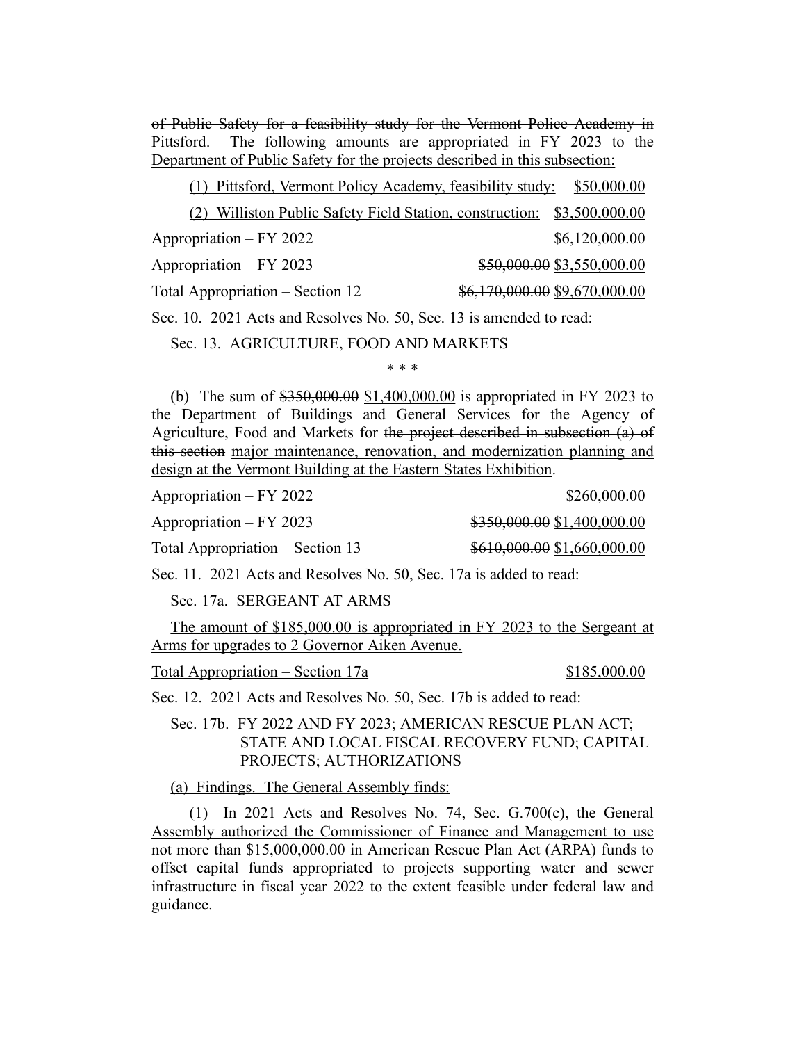~~of Public Safety for a feasibility study for the Vermont Police Academy in Pittsford.~~ <u>The following amounts are appropriated in FY 2023 to the Department of Public Safety for the projects described in this subsection:</u>

<u>(1) Pittsford, Vermont Policy Academy, feasibility study:</u> <u>$50,000.00</u>

<u>(2) Williston Public Safety Field Station, construction:</u> <u>$3,500,000.00</u>

| | |
|---|---|
| Appropriation – FY 2022 | $6,120,000.00 |
| Appropriation – FY 2023 | ~~$50,000.00~~ $3,550,000.00 |
| Total Appropriation – Section 12 | ~~$6,170,000.00~~ $9,670,000.00 |

Sec. 10. 2021 Acts and Resolves No. 50, Sec. 13 is amended to read:

Sec. 13. AGRICULTURE, FOOD AND MARKETS

\* \* \*

(b) The sum of ~~$350,000.00~~ <u>$1,400,000.00</u> is appropriated in FY 2023 to the Department of Buildings and General Services for the Agency of Agriculture, Food and Markets for ~~the project described in subsection (a) of this section~~ <u>major maintenance, renovation, and modernization planning and design at the Vermont Building at the Eastern States Exhibition</u>.

| | |
|---|---|
| Appropriation – FY 2022 | $260,000.00 |
| Appropriation – FY 2023 | ~~$350,000.00~~ $1,400,000.00 |
| Total Appropriation – Section 13 | ~~$610,000.00~~ $1,660,000.00 |

Sec. 11. 2021 Acts and Resolves No. 50, Sec. 17a is added to read:

<u>Sec. 17a. SERGEANT AT ARMS</u>

<u>The amount of $185,000.00 is appropriated in FY 2023 to the Sergeant at Arms for upgrades to 2 Governor Aiken Avenue.</u>

<u>Total Appropriation – Section 17a</u> <u>$185,000.00</u>

Sec. 12. 2021 Acts and Resolves No. 50, Sec. 17b is added to read:

<u>Sec. 17b. FY 2022 AND FY 2023; AMERICAN RESCUE PLAN ACT; STATE AND LOCAL FISCAL RECOVERY FUND; CAPITAL PROJECTS; AUTHORIZATIONS</u>

<u>(a) Findings. The General Assembly finds:</u>

<u>(1) In 2021 Acts and Resolves No. 74, Sec. G.700(c), the General Assembly authorized the Commissioner of Finance and Management to use not more than $15,000,000.00 in American Rescue Plan Act (ARPA) funds to offset capital funds appropriated to projects supporting water and sewer infrastructure in fiscal year 2022 to the extent feasible under federal law and guidance.</u>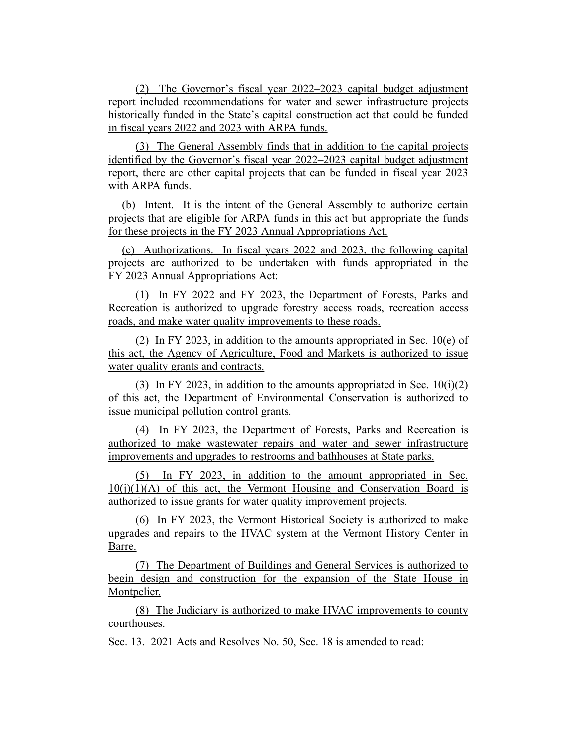(2) The Governor's fiscal year 2022–2023 capital budget adjustment report included recommendations for water and sewer infrastructure projects historically funded in the State's capital construction act that could be funded in fiscal years 2022 and 2023 with ARPA funds.

(3) The General Assembly finds that in addition to the capital projects identified by the Governor's fiscal year 2022–2023 capital budget adjustment report, there are other capital projects that can be funded in fiscal year 2023 with ARPA funds.

(b) Intent. It is the intent of the General Assembly to authorize certain projects that are eligible for ARPA funds in this act but appropriate the funds for these projects in the FY 2023 Annual Appropriations Act.

(c) Authorizations. In fiscal years 2022 and 2023, the following capital projects are authorized to be undertaken with funds appropriated in the FY 2023 Annual Appropriations Act:

(1) In FY 2022 and FY 2023, the Department of Forests, Parks and Recreation is authorized to upgrade forestry access roads, recreation access roads, and make water quality improvements to these roads.

(2) In FY 2023, in addition to the amounts appropriated in Sec. 10(e) of this act, the Agency of Agriculture, Food and Markets is authorized to issue water quality grants and contracts.

(3) In FY 2023, in addition to the amounts appropriated in Sec. 10(i)(2) of this act, the Department of Environmental Conservation is authorized to issue municipal pollution control grants.

(4) In FY 2023, the Department of Forests, Parks and Recreation is authorized to make wastewater repairs and water and sewer infrastructure improvements and upgrades to restrooms and bathhouses at State parks.

(5) In FY 2023, in addition to the amount appropriated in Sec. 10(j)(1)(A) of this act, the Vermont Housing and Conservation Board is authorized to issue grants for water quality improvement projects.

(6) In FY 2023, the Vermont Historical Society is authorized to make upgrades and repairs to the HVAC system at the Vermont History Center in Barre.

(7) The Department of Buildings and General Services is authorized to begin design and construction for the expansion of the State House in Montpelier.

(8) The Judiciary is authorized to make HVAC improvements to county courthouses.

Sec. 13. 2021 Acts and Resolves No. 50, Sec. 18 is amended to read: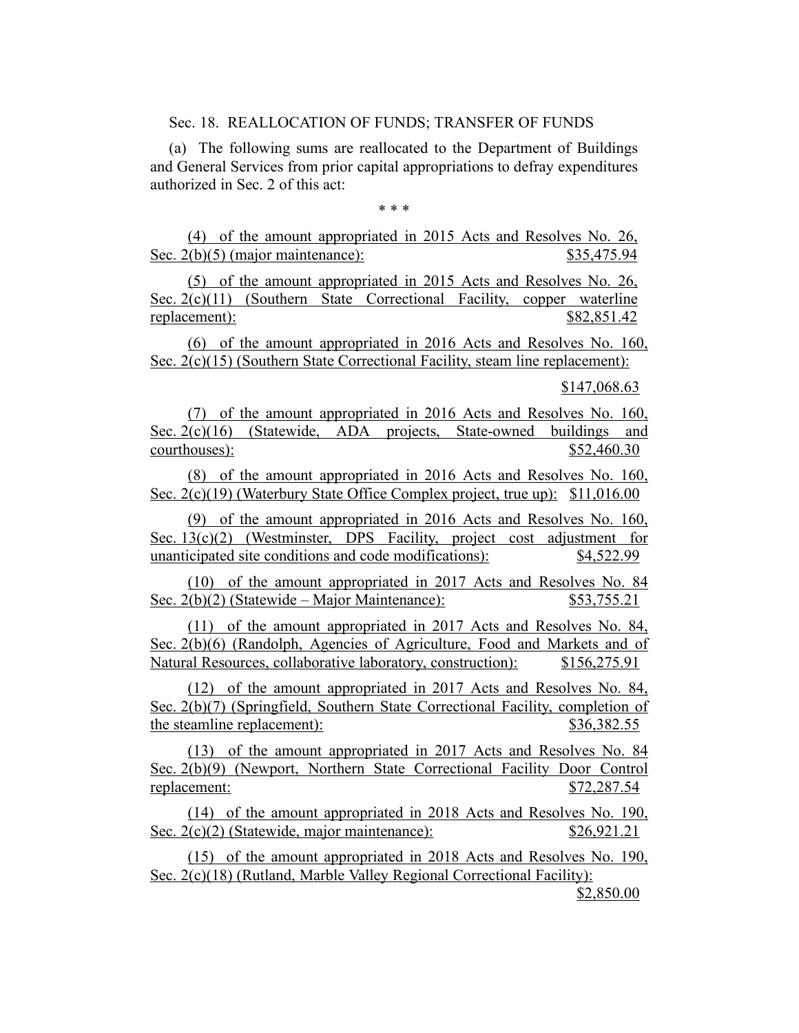Sec. 18. REALLOCATION OF FUNDS; TRANSFER OF FUNDS

(a) The following sums are reallocated to the Department of Buildings and General Services from prior capital appropriations to defray expenditures authorized in Sec. 2 of this act:

\* \* \*

(4) of the amount appropriated in 2015 Acts and Resolves No. 26, Sec. 2(b)(5) (major maintenance): $35,475.94

(5) of the amount appropriated in 2015 Acts and Resolves No. 26, Sec. 2(c)(11) (Southern State Correctional Facility, copper waterline replacement): $82,851.42

(6) of the amount appropriated in 2016 Acts and Resolves No. 160, Sec. 2(c)(15) (Southern State Correctional Facility, steam line replacement): $147,068.63

(7) of the amount appropriated in 2016 Acts and Resolves No. 160, Sec. 2(c)(16) (Statewide, ADA projects, State-owned buildings and courthouses): $52,460.30

(8) of the amount appropriated in 2016 Acts and Resolves No. 160, Sec. 2(c)(19) (Waterbury State Office Complex project, true up): $11,016.00

(9) of the amount appropriated in 2016 Acts and Resolves No. 160, Sec. 13(c)(2) (Westminster, DPS Facility, project cost adjustment for unanticipated site conditions and code modifications): $4,522.99

(10) of the amount appropriated in 2017 Acts and Resolves No. 84 Sec. 2(b)(2) (Statewide – Major Maintenance): $53,755.21

(11) of the amount appropriated in 2017 Acts and Resolves No. 84, Sec. 2(b)(6) (Randolph, Agencies of Agriculture, Food and Markets and of Natural Resources, collaborative laboratory, construction): $156,275.91

(12) of the amount appropriated in 2017 Acts and Resolves No. 84, Sec. 2(b)(7) (Springfield, Southern State Correctional Facility, completion of the steamline replacement): $36,382.55

(13) of the amount appropriated in 2017 Acts and Resolves No. 84 Sec. 2(b)(9) (Newport, Northern State Correctional Facility Door Control replacement: $72,287.54

(14) of the amount appropriated in 2018 Acts and Resolves No. 190, Sec. 2(c)(2) (Statewide, major maintenance): $26,921.21

(15) of the amount appropriated in 2018 Acts and Resolves No. 190, Sec. 2(c)(18) (Rutland, Marble Valley Regional Correctional Facility): $2,850.00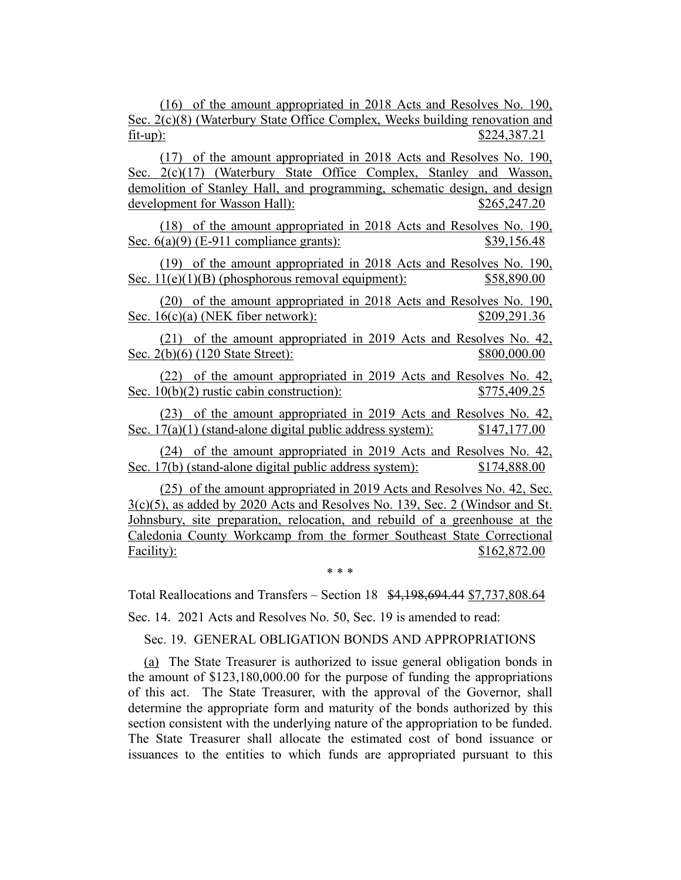(16) of the amount appropriated in 2018 Acts and Resolves No. 190, Sec. 2(c)(8) (Waterbury State Office Complex, Weeks building renovation and fit-up): $224,387.21

(17) of the amount appropriated in 2018 Acts and Resolves No. 190, Sec. 2(c)(17) (Waterbury State Office Complex, Stanley and Wasson, demolition of Stanley Hall, and programming, schematic design, and design development for Wasson Hall): $265,247.20

(18) of the amount appropriated in 2018 Acts and Resolves No. 190, Sec. 6(a)(9) (E-911 compliance grants): $39,156.48

(19) of the amount appropriated in 2018 Acts and Resolves No. 190, Sec. 11(e)(1)(B) (phosphorous removal equipment): $58,890.00

(20) of the amount appropriated in 2018 Acts and Resolves No. 190, Sec. 16(c)(a) (NEK fiber network): $209,291.36

(21) of the amount appropriated in 2019 Acts and Resolves No. 42, Sec. 2(b)(6) (120 State Street): $800,000.00

(22) of the amount appropriated in 2019 Acts and Resolves No. 42, Sec. 10(b)(2) rustic cabin construction): $775,409.25

(23) of the amount appropriated in 2019 Acts and Resolves No. 42, Sec. 17(a)(1) (stand-alone digital public address system): $147,177.00

(24) of the amount appropriated in 2019 Acts and Resolves No. 42, Sec. 17(b) (stand-alone digital public address system): $174,888.00

(25) of the amount appropriated in 2019 Acts and Resolves No. 42, Sec. 3(c)(5), as added by 2020 Acts and Resolves No. 139, Sec. 2 (Windsor and St. Johnsbury, site preparation, relocation, and rebuild of a greenhouse at the Caledonia County Workcamp from the former Southeast State Correctional Facility): $162,872.00

\* \* \*

Total Reallocations and Transfers – Section 18 ~~$4,198,694.44~~ $7,737,808.64

Sec. 14. 2021 Acts and Resolves No. 50, Sec. 19 is amended to read:

Sec. 19. GENERAL OBLIGATION BONDS AND APPROPRIATIONS

(a) The State Treasurer is authorized to issue general obligation bonds in the amount of $123,180,000.00 for the purpose of funding the appropriations of this act. The State Treasurer, with the approval of the Governor, shall determine the appropriate form and maturity of the bonds authorized by this section consistent with the underlying nature of the appropriation to be funded. The State Treasurer shall allocate the estimated cost of bond issuance or issuances to the entities to which funds are appropriated pursuant to this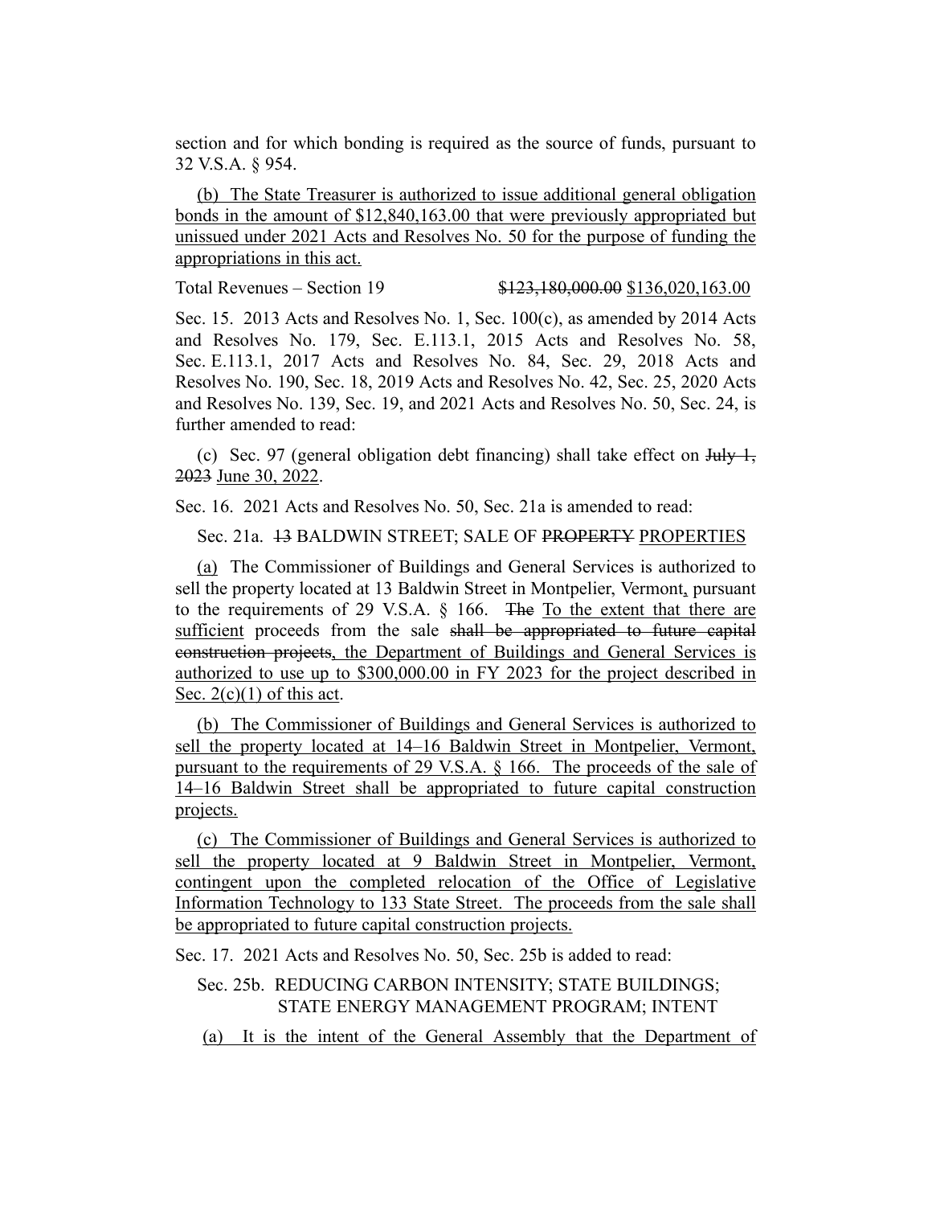section and for which bonding is required as the source of funds, pursuant to 32 V.S.A. § 954.

(b) The State Treasurer is authorized to issue additional general obligation bonds in the amount of $12,840,163.00 that were previously appropriated but unissued under 2021 Acts and Resolves No. 50 for the purpose of funding the appropriations in this act.

Total Revenues – Section 19 ~~$123,180,000.00~~ $136,020,163.00

Sec. 15. 2013 Acts and Resolves No. 1, Sec. 100(c), as amended by 2014 Acts and Resolves No. 179, Sec. E.113.1, 2015 Acts and Resolves No. 58, Sec. E.113.1, 2017 Acts and Resolves No. 84, Sec. 29, 2018 Acts and Resolves No. 190, Sec. 18, 2019 Acts and Resolves No. 42, Sec. 25, 2020 Acts and Resolves No. 139, Sec. 19, and 2021 Acts and Resolves No. 50, Sec. 24, is further amended to read:

(c) Sec. 97 (general obligation debt financing) shall take effect on ~~July 1, 2023~~ June 30, 2022.

Sec. 16. 2021 Acts and Resolves No. 50, Sec. 21a is amended to read:

Sec. 21a. ~~13~~ BALDWIN STREET; SALE OF ~~PROPERTY~~ PROPERTIES

(a) The Commissioner of Buildings and General Services is authorized to sell the property located at 13 Baldwin Street in Montpelier, Vermont, pursuant to the requirements of 29 V.S.A. § 166. ~~The~~ To the extent that there are sufficient proceeds from the sale ~~shall be appropriated to future capital construction projects~~, the Department of Buildings and General Services is authorized to use up to $300,000.00 in FY 2023 for the project described in Sec. 2(c)(1) of this act.

(b) The Commissioner of Buildings and General Services is authorized to sell the property located at 14–16 Baldwin Street in Montpelier, Vermont, pursuant to the requirements of 29 V.S.A. § 166. The proceeds of the sale of 14–16 Baldwin Street shall be appropriated to future capital construction projects.

(c) The Commissioner of Buildings and General Services is authorized to sell the property located at 9 Baldwin Street in Montpelier, Vermont, contingent upon the completed relocation of the Office of Legislative Information Technology to 133 State Street. The proceeds from the sale shall be appropriated to future capital construction projects.

Sec. 17. 2021 Acts and Resolves No. 50, Sec. 25b is added to read:

Sec. 25b. REDUCING CARBON INTENSITY; STATE BUILDINGS; STATE ENERGY MANAGEMENT PROGRAM; INTENT

(a) It is the intent of the General Assembly that the Department of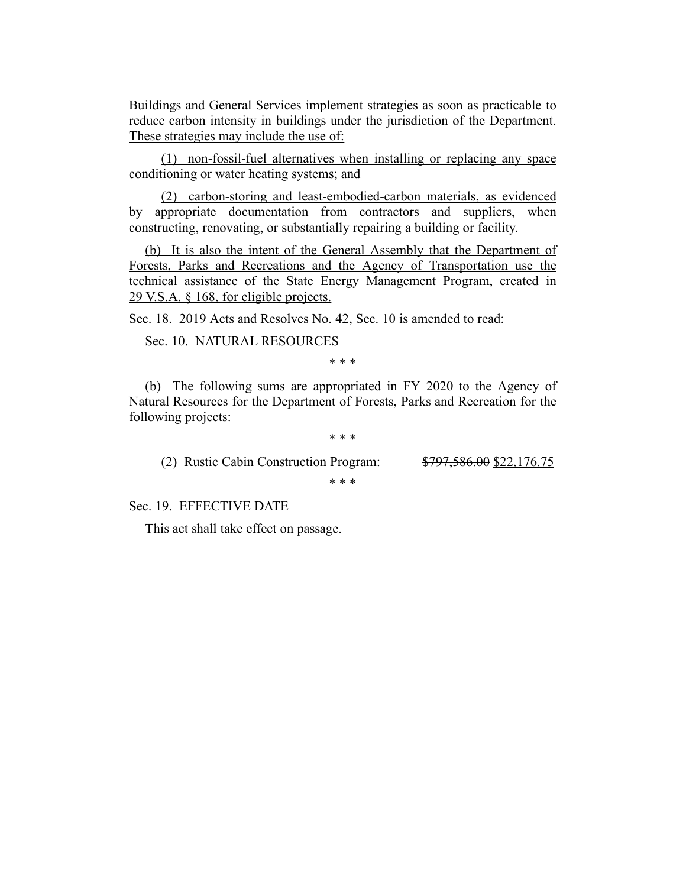Buildings and General Services implement strategies as soon as practicable to reduce carbon intensity in buildings under the jurisdiction of the Department. These strategies may include the use of:

(1) non-fossil-fuel alternatives when installing or replacing any space conditioning or water heating systems; and

(2) carbon-storing and least-embodied-carbon materials, as evidenced by appropriate documentation from contractors and suppliers, when constructing, renovating, or substantially repairing a building or facility.

(b) It is also the intent of the General Assembly that the Department of Forests, Parks and Recreations and the Agency of Transportation use the technical assistance of the State Energy Management Program, created in 29 V.S.A. § 168, for eligible projects.

Sec. 18. 2019 Acts and Resolves No. 42, Sec. 10 is amended to read:

Sec. 10. NATURAL RESOURCES

\* \* \*

(b) The following sums are appropriated in FY 2020 to the Agency of Natural Resources for the Department of Forests, Parks and Recreation for the following projects:

\* \* \*

(2) Rustic Cabin Construction Program: ~~$797,586.00~~ $22,176.75

\* \* \*

Sec. 19. EFFECTIVE DATE

This act shall take effect on passage.